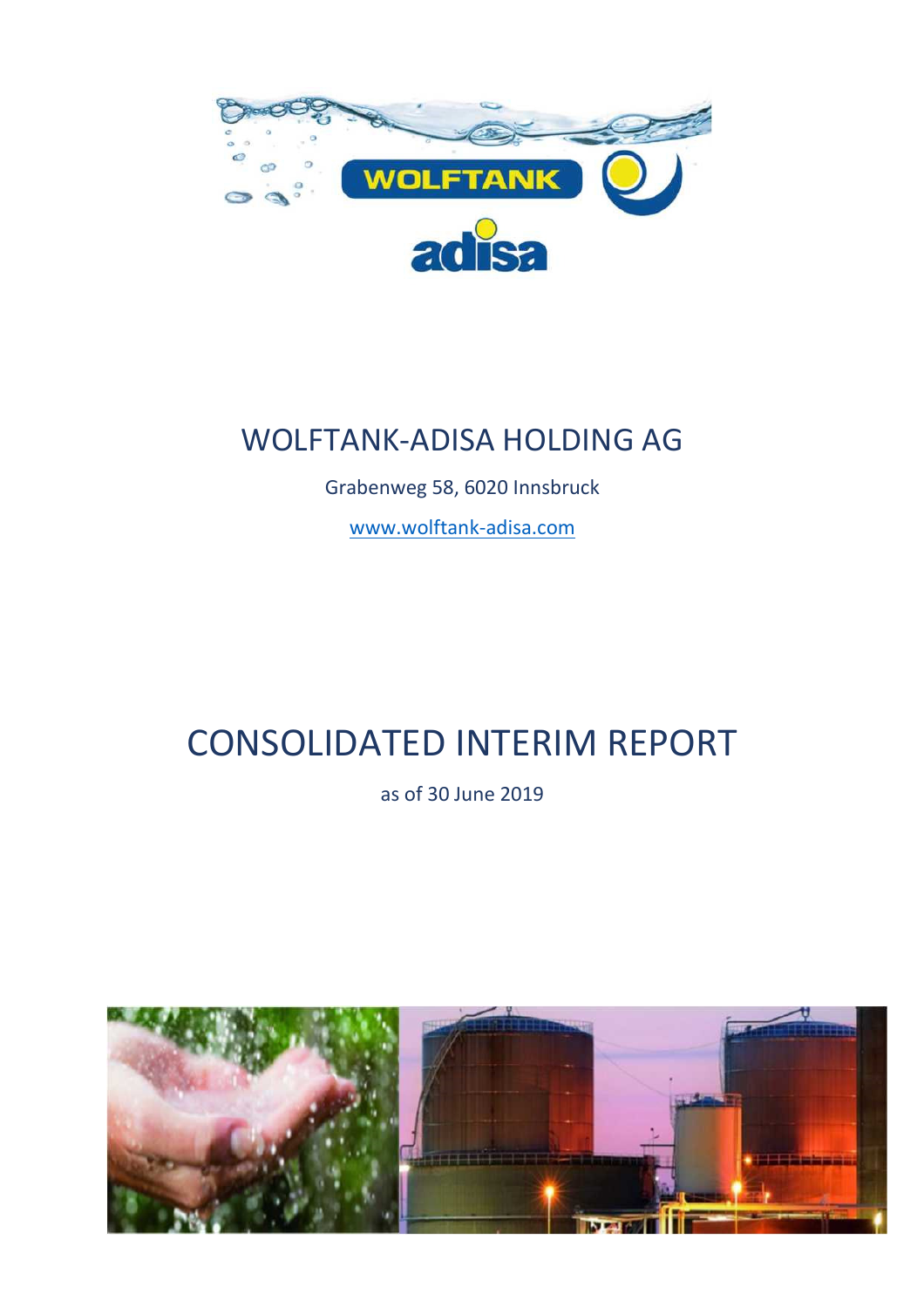# WOLFTANK-ADISA HOLDING AG

Grabenweg 58, 6020 Innsbruck

www.wolftank-adisa.com

# CONSOLIDATED INTERIM REPORT

as of 30 June 2019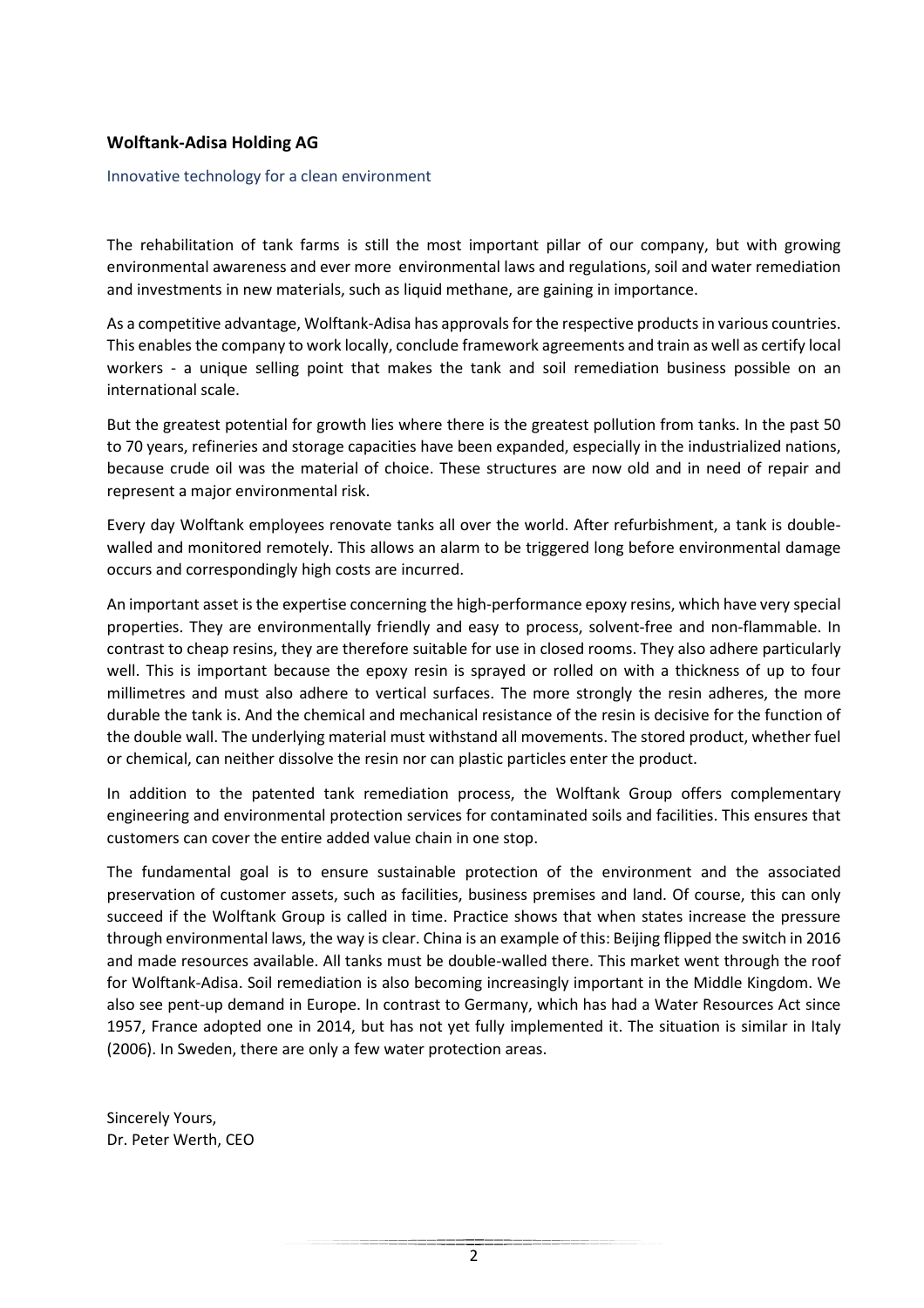## Wolftank-Adisa Holding AG

Innovative technology for a clean environment

The rehabilitation of tank farms is still the most important pillar of our company, but with growing environmental awareness and ever more environmental laws and regulations, soil and water remediation and investments in new materials, such as liquid methane, are gaining in importance.

As a competitive advantage, Wolftank-Adisa has approvals for the respective products in various countries. This enables the company to work locally, conclude framework agreements and train as well as certify local workers - a unique selling point that makes the tank and soil remediation business possible on an international scale.

But the greatest potential for growth lies where there is the greatest pollution from tanks. In the past 50 to 70 years, refineries and storage capacities have been expanded, especially in the industrialized nations, because crude oil was the material of choice. These structures are now old and in need of repair and represent a major environmental risk.

Every day Wolftank employees renovate tanks all over the world. After refurbishment, a tank is double-walled and monitored remotely. This allows an alarm to be triggered long before environmental damage occurs and correspondingly high costs are incurred.

An important asset is the expertise concerning the high-performance epoxy resins, which have very special properties. They are environmentally friendly and easy to process, solvent-free and non-flammable. In contrast to cheap resins, they are therefore suitable for use in closed rooms. They also adhere particularly well. This is important because the epoxy resin is sprayed or rolled on with a thickness of up to four millimetres and must also adhere to vertical surfaces. The more strongly the resin adheres, the more durable the tank is. And the chemical and mechanical resistance of the resin is decisive for the function of the double wall. The underlying material must withstand all movements. The stored product, whether fuel or chemical, can neither dissolve the resin nor can plastic particles enter the product.

In addition to the patented tank remediation process, the Wolftank Group offers complementary engineering and environmental protection services for contaminated soils and facilities. This ensures that customers can cover the entire added value chain in one stop.

The fundamental goal is to ensure sustainable protection of the environment and the associated preservation of customer assets, such as facilities, business premises and land. Of course, this can only succeed if the Wolftank Group is called in time. Practice shows that when states increase the pressure through environmental laws, the way is clear. China is an example of this: Beijing flipped the switch in 2016 and made resources available. All tanks must be double-walled there. This market went through the roof for Wolftank-Adisa. Soil remediation is also becoming increasingly important in the Middle Kingdom. We also see pent-up demand in Europe. In contrast to Germany, which has had a Water Resources Act since 1957, France adopted one in 2014, but has not yet fully implemented it. The situation is similar in Italy (2006). In Sweden, there are only a few water protection areas.

Sincerely Yours,
Dr. Peter Werth, CEO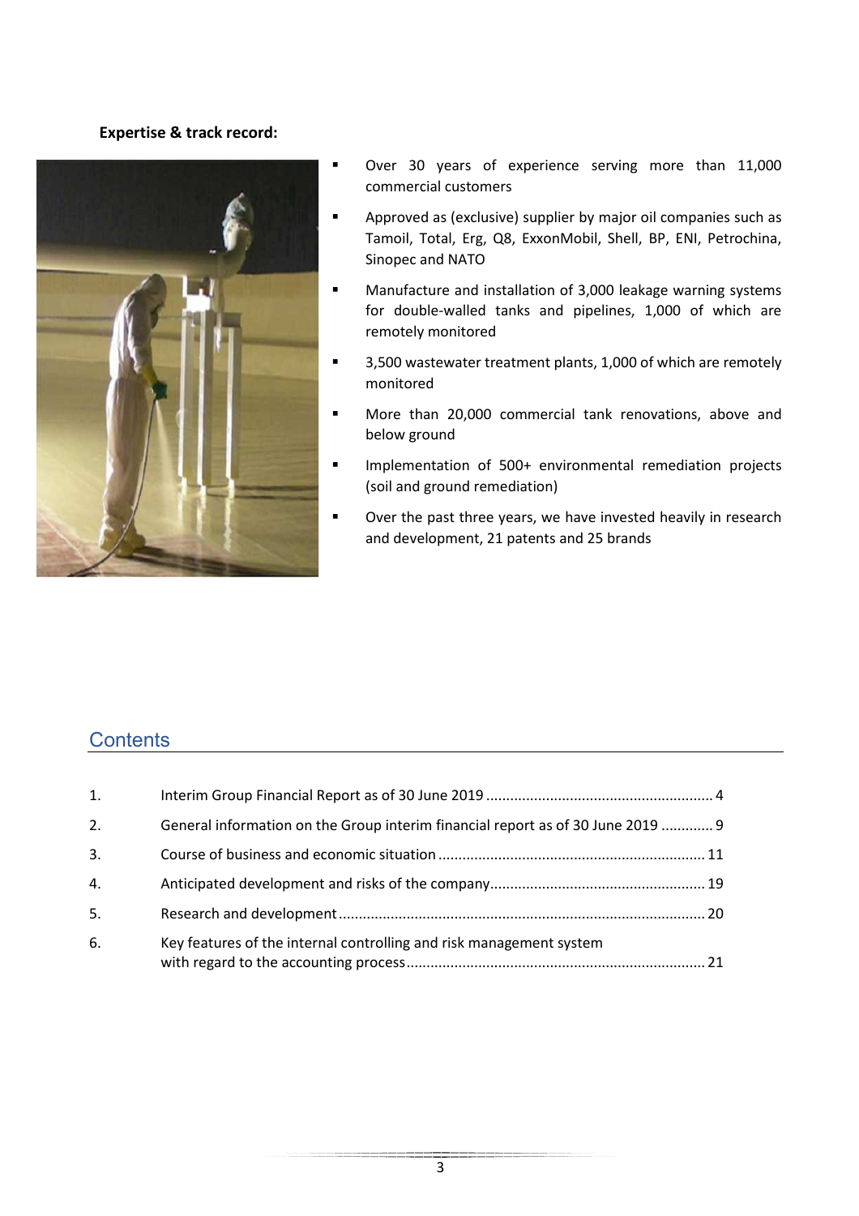**Expertise & track record:**

- Over 30 years of experience serving more than 11,000 commercial customers
- Approved as (exclusive) supplier by major oil companies such as Tamoil, Total, Erg, Q8, ExxonMobil, Shell, BP, ENI, Petrochina, Sinopec and NATO
- Manufacture and installation of 3,000 leakage warning systems for double-walled tanks and pipelines, 1,000 of which are remotely monitored
- 3,500 wastewater treatment plants, 1,000 of which are remotely monitored
- More than 20,000 commercial tank renovations, above and below ground
- Implementation of 500+ environmental remediation projects (soil and ground remediation)
- Over the past three years, we have invested heavily in research and development, 21 patents and 25 brands

## Contents

| | | |
|---|---|---|
| 1. | Interim Group Financial Report as of 30 June 2019 | 4 |
| 2. | General information on the Group interim financial report as of 30 June 2019 | 9 |
| 3. | Course of business and economic situation | 11 |
| 4. | Anticipated development and risks of the company | 19 |
| 5. | Research and development | 20 |
| 6. | Key features of the internal controlling and risk management system with regard to the accounting process | 21 |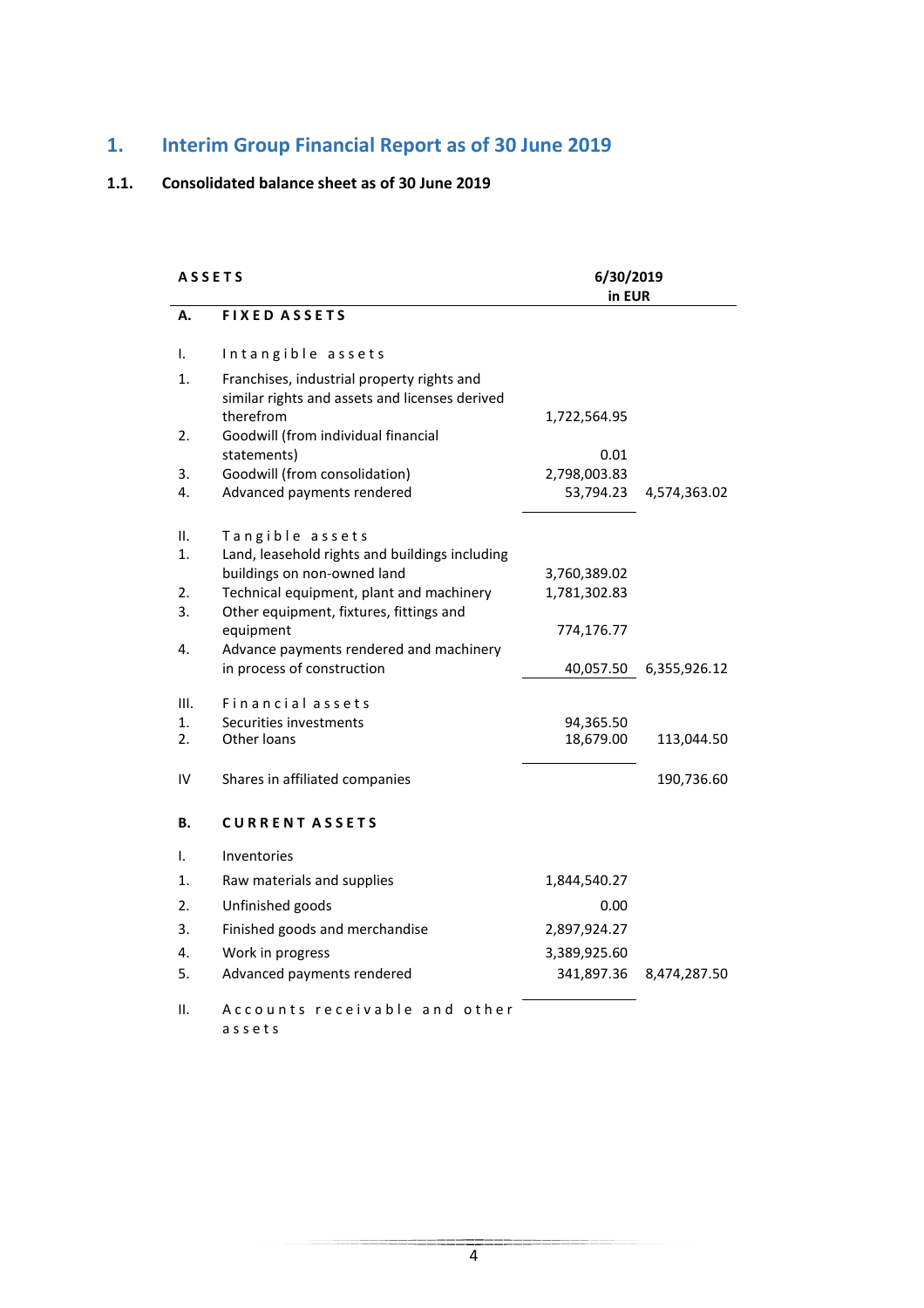# 1. Interim Group Financial Report as of 30 June 2019

## 1.1. Consolidated balance sheet as of 30 June 2019

| | ASSETS | 6/30/2019 in EUR | |
|---|---|---|---|
| **A.** | **FIXED ASSETS** | | |
| I. | Intangible assets | | |
| 1. | Franchises, industrial property rights and similar rights and assets and licenses derived therefrom | 1,722,564.95 | |
| 2. | Goodwill (from individual financial statements) | 0.01 | |
| 3. | Goodwill (from consolidation) | 2,798,003.83 | |
| 4. | Advanced payments rendered | 53,794.23 | 4,574,363.02 |
| II. | Tangible assets | | |
| 1. | Land, leasehold rights and buildings including buildings on non-owned land | 3,760,389.02 | |
| 2. | Technical equipment, plant and machinery | 1,781,302.83 | |
| 3. | Other equipment, fixtures, fittings and equipment | 774,176.77 | |
| 4. | Advance payments rendered and machinery in process of construction | 40,057.50 | 6,355,926.12 |
| III. | Financial assets | | |
| 1. | Securities investments | 94,365.50 | |
| 2. | Other loans | 18,679.00 | 113,044.50 |
| IV | Shares in affiliated companies | | 190,736.60 |
| **B.** | **CURRENT ASSETS** | | |
| I. | Inventories | | |
| 1. | Raw materials and supplies | 1,844,540.27 | |
| 2. | Unfinished goods | 0.00 | |
| 3. | Finished goods and merchandise | 2,897,924.27 | |
| 4. | Work in progress | 3,389,925.60 | |
| 5. | Advanced payments rendered | 341,897.36 | 8,474,287.50 |
| II. | Accounts receivable and other assets | | |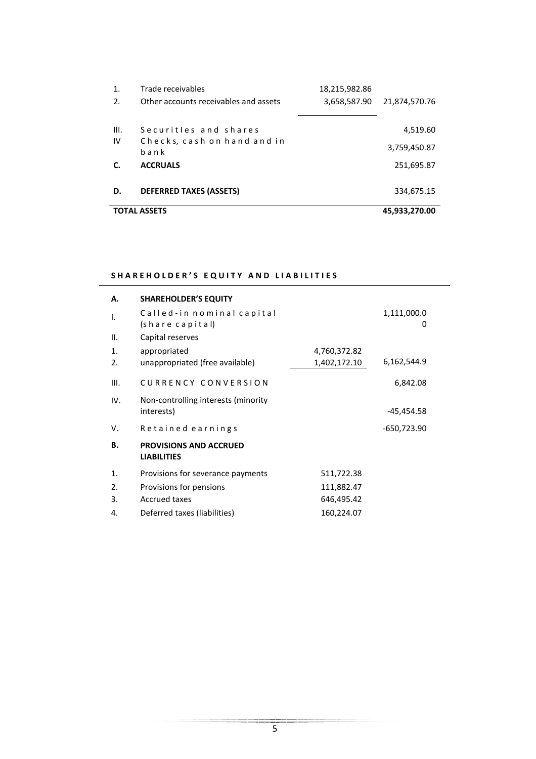| | | | |
|---|---|---|---|
| 1. | Trade receivables | 18,215,982.86 | |
| 2. | Other accounts receivables and assets | 3,658,587.90 | 21,874,570.76 |
| III. | Securitles and shares | | 4,519.60 |
| IV | Checks, cash on hand and in bank | | 3,759,450.87 |
| **C.** | **ACCRUALS** | | 251,695.87 |
| **D.** | **DEFERRED TAXES (ASSETS)** | | 334,675.15 |
| **TOTAL ASSETS** | | | **45,933,270.00** |

**SHAREHOLDER'S EQUITY AND LIABILITIES**

| | | | |
|---|---|---|---|
| **A.** | **SHAREHOLDER'S EQUITY** | | |
| I. | Called-in nominal capital (share capital) | | 1,111,000.00 |
| II. | Capital reserves | | |
| 1. | appropriated | 4,760,372.82 | |
| 2. | unappropriated (free available) | 1,402,172.10 | 6,162,544.9 |
| III. | CURRENCY CONVERSION | | 6,842.08 |
| IV. | Non-controlling interests (minority interests) | | -45,454.58 |
| V. | Retained earnings | | -650,723.90 |
| **B.** | **PROVISIONS AND ACCRUED LIABILITIES** | | |
| 1. | Provisions for severance payments | 511,722.38 | |
| 2. | Provisions for pensions | 111,882.47 | |
| 3. | Accrued taxes | 646,495.42 | |
| 4. | Deferred taxes (liabilities) | 160,224.07 | |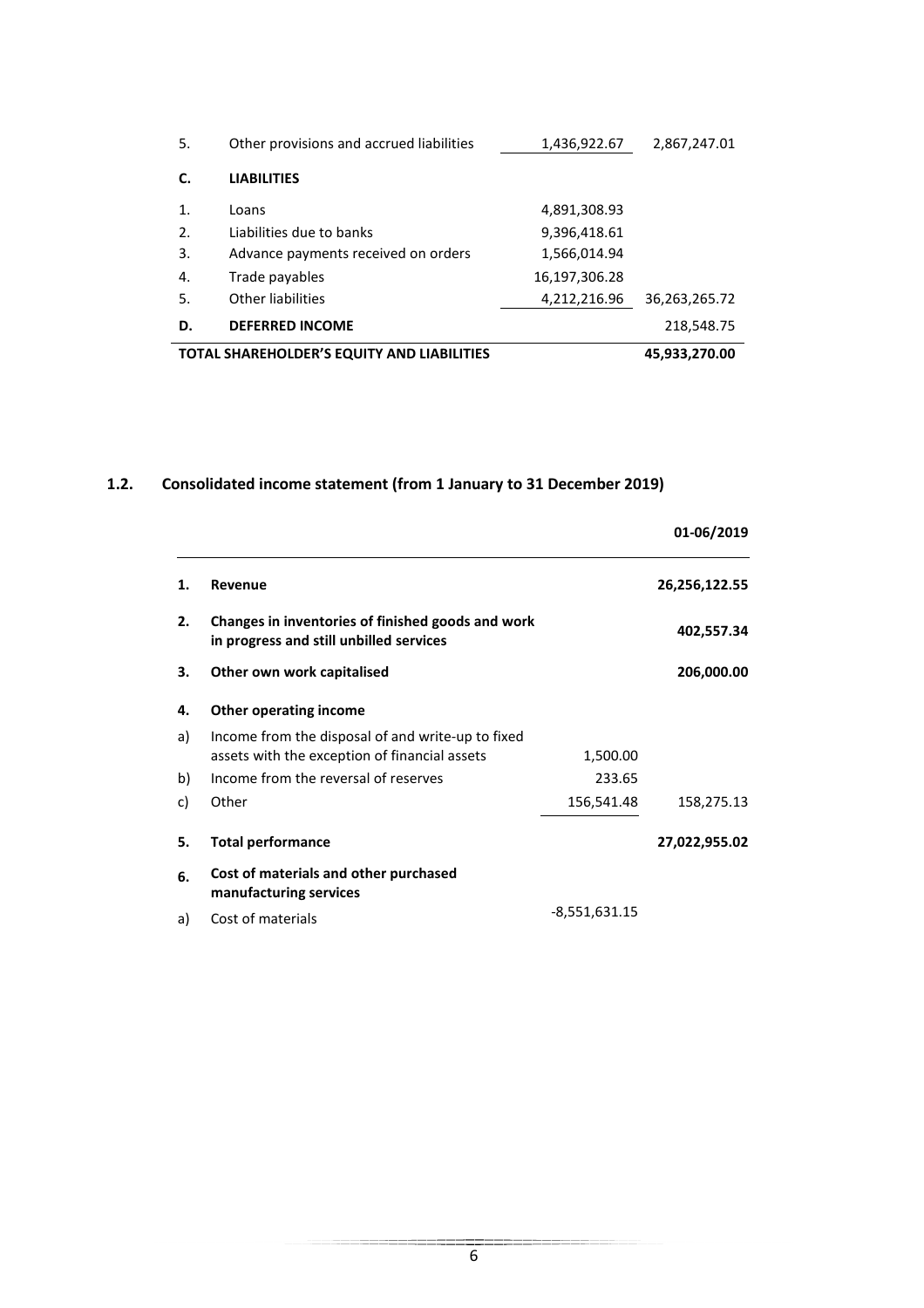| | | | |
|---|---|---|---|
| 5. | Other provisions and accrued liabilities | 1,436,922.67 | 2,867,247.01 |
| **C.** | **LIABILITIES** | | |
| 1. | Loans | 4,891,308.93 | |
| 2. | Liabilities due to banks | 9,396,418.61 | |
| 3. | Advance payments received on orders | 1,566,014.94 | |
| 4. | Trade payables | 16,197,306.28 | |
| 5. | Other liabilities | 4,212,216.96 | 36,263,265.72 |
| **D.** | **DEFERRED INCOME** | | 218,548.75 |
| **TOTAL SHAREHOLDER'S EQUITY AND LIABILITIES** | | | **45,933,270.00** |

## 1.2. Consolidated income statement (from 1 January to 31 December 2019)

| | | | **01-06/2019** |
|---|---|---|---|
| **1.** | **Revenue** | | **26,256,122.55** |
| **2.** | **Changes in inventories of finished goods and work in progress and still unbilled services** | | **402,557.34** |
| **3.** | **Other own work capitalised** | | **206,000.00** |
| **4.** | **Other operating income** | | |
| a) | Income from the disposal of and write-up to fixed assets with the exception of financial assets | 1,500.00 | |
| b) | Income from the reversal of reserves | 233.65 | |
| c) | Other | 156,541.48 | 158,275.13 |
| **5.** | **Total performance** | | **27,022,955.02** |
| **6.** | **Cost of materials and other purchased manufacturing services** | | |
| a) | Cost of materials | -8,551,631.15 | |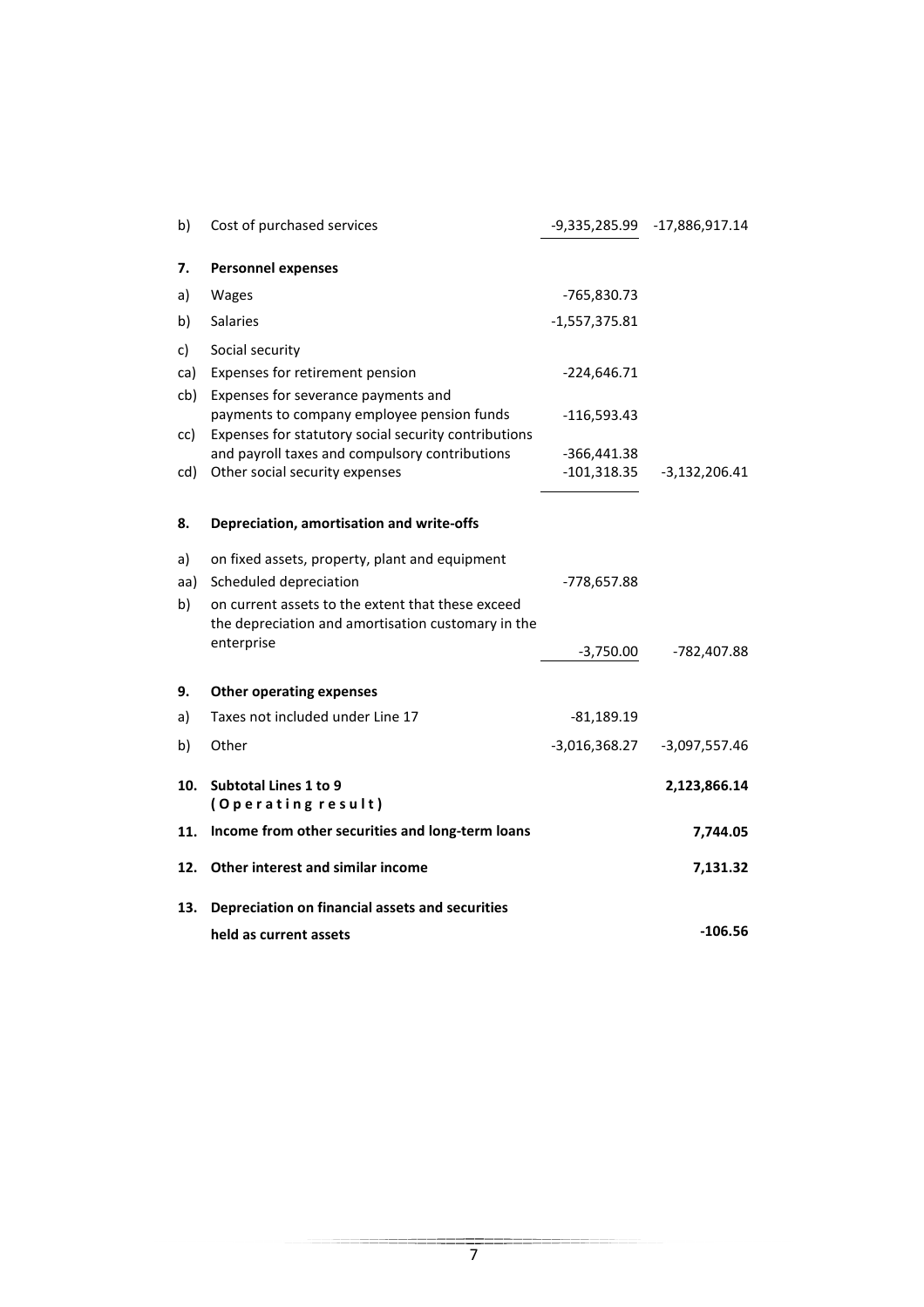| | | | |
|---|---|---|---|
| b) | Cost of purchased services | -9,335,285.99 | -17,886,917.14 |
| **7.** | **Personnel expenses** | | |
| a) | Wages | -765,830.73 | |
| b) | Salaries | -1,557,375.81 | |
| c) | Social security | | |
| ca) | Expenses for retirement pension | -224,646.71 | |
| cb) | Expenses for severance payments and payments to company employee pension funds | -116,593.43 | |
| cc) | Expenses for statutory social security contributions and payroll taxes and compulsory contributions | -366,441.38 | |
| cd) | Other social security expenses | -101,318.35 | -3,132,206.41 |
| **8.** | **Depreciation, amortisation and write-offs** | | |
| a) | on fixed assets, property, plant and equipment | | |
| aa) | Scheduled depreciation | -778,657.88 | |
| b) | on current assets to the extent that these exceed the depreciation and amortisation customary in the enterprise | -3,750.00 | -782,407.88 |
| **9.** | **Other operating expenses** | | |
| a) | Taxes not included under Line 17 | -81,189.19 | |
| b) | Other | -3,016,368.27 | -3,097,557.46 |
| **10.** | **Subtotal Lines 1 to 9 (Operating result)** | | **2,123,866.14** |
| **11.** | **Income from other securities and long-term loans** | | **7,744.05** |
| **12.** | **Other interest and similar income** | | **7,131.32** |
| **13.** | **Depreciation on financial assets and securities held as current assets** | | **-106.56** |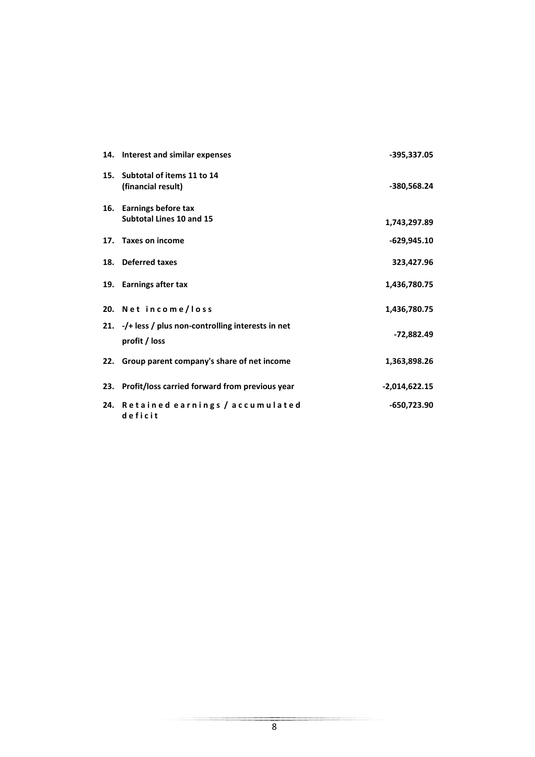| | | |
|---|---|---|
| **14.** | **Interest and similar expenses** | **-395,337.05** |
| **15.** | **Subtotal of items 11 to 14 (financial result)** | **-380,568.24** |
| **16.** | **Earnings before tax Subtotal Lines 10 and 15** | **1,743,297.89** |
| **17.** | **Taxes on income** | **-629,945.10** |
| **18.** | **Deferred taxes** | **323,427.96** |
| **19.** | **Earnings after tax** | **1,436,780.75** |
| **20.** | **Net income/loss** | **1,436,780.75** |
| **21.** | **-/+ less / plus non-controlling interests in net profit / loss** | **-72,882.49** |
| **22.** | **Group parent company's share of net income** | **1,363,898.26** |
| **23.** | **Profit/loss carried forward from previous year** | **-2,014,622.15** |
| **24.** | **Retained earnings / accumulated deficit** | **-650,723.90** |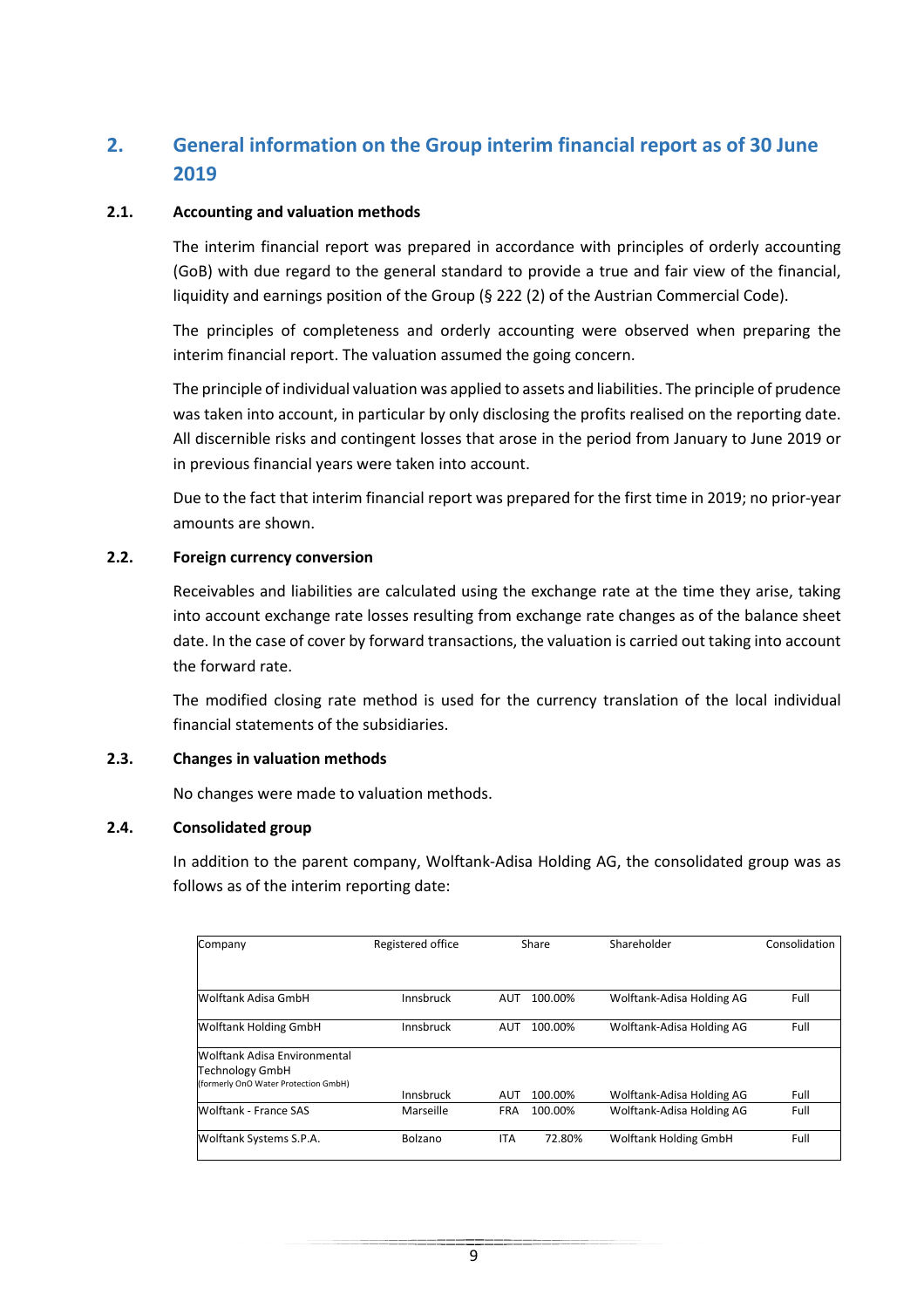## 2. General information on the Group interim financial report as of 30 June 2019

### 2.1. Accounting and valuation methods

The interim financial report was prepared in accordance with principles of orderly accounting (GoB) with due regard to the general standard to provide a true and fair view of the financial, liquidity and earnings position of the Group (§ 222 (2) of the Austrian Commercial Code).

The principles of completeness and orderly accounting were observed when preparing the interim financial report. The valuation assumed the going concern.

The principle of individual valuation was applied to assets and liabilities. The principle of prudence was taken into account, in particular by only disclosing the profits realised on the reporting date. All discernible risks and contingent losses that arose in the period from January to June 2019 or in previous financial years were taken into account.

Due to the fact that interim financial report was prepared for the first time in 2019; no prior-year amounts are shown.

### 2.2. Foreign currency conversion

Receivables and liabilities are calculated using the exchange rate at the time they arise, taking into account exchange rate losses resulting from exchange rate changes as of the balance sheet date. In the case of cover by forward transactions, the valuation is carried out taking into account the forward rate.

The modified closing rate method is used for the currency translation of the local individual financial statements of the subsidiaries.

### 2.3. Changes in valuation methods

No changes were made to valuation methods.

### 2.4. Consolidated group

In addition to the parent company, Wolftank-Adisa Holding AG, the consolidated group was as follows as of the interim reporting date:

| Company | Registered office | | Share | Shareholder | Consolidation |
|---|---|---|---|---|---|
| Wolftank Adisa GmbH | Innsbruck | AUT | 100.00% | Wolftank-Adisa Holding AG | Full |
| Wolftank Holding GmbH | Innsbruck | AUT | 100.00% | Wolftank-Adisa Holding AG | Full |
| Wolftank Adisa Environmental Technology GmbH (formerly OnO Water Protection GmbH) | Innsbruck | AUT | 100.00% | Wolftank-Adisa Holding AG | Full |
| Wolftank - France SAS | Marseille | FRA | 100.00% | Wolftank-Adisa Holding AG | Full |
| Wolftank Systems S.P.A. | Bolzano | ITA | 72.80% | Wolftank Holding GmbH | Full |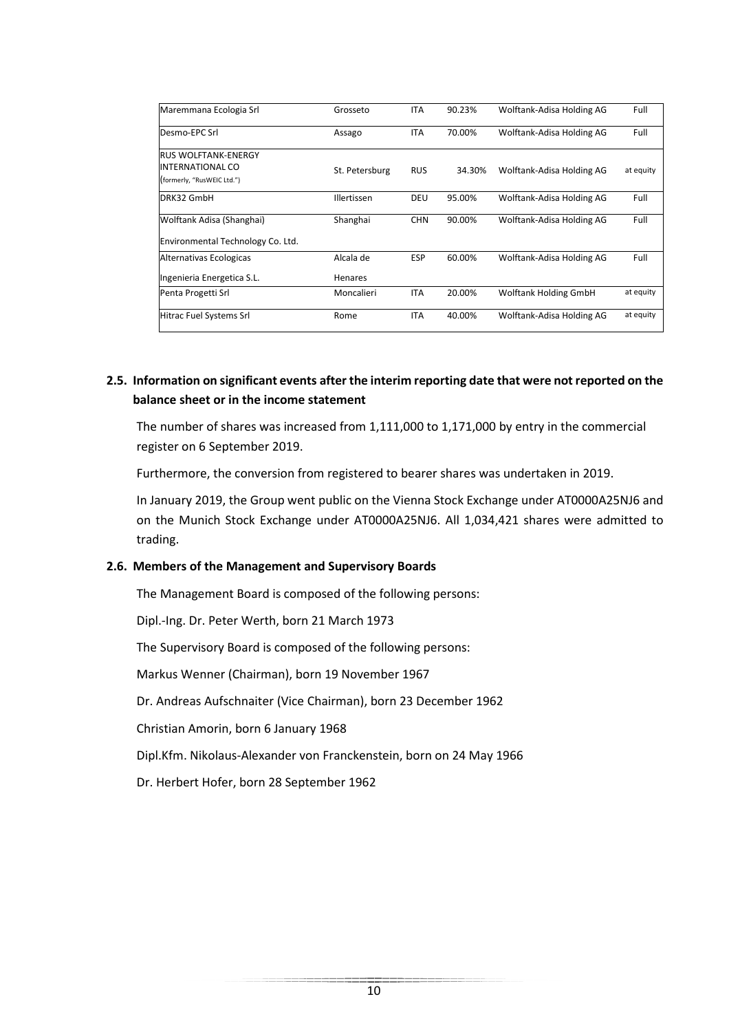| | | | | | |
|---|---|---|---|---|---|
| Maremmana Ecologia Srl | Grosseto | ITA | 90.23% | Wolftank-Adisa Holding AG | Full |
| Desmo-EPC Srl | Assago | ITA | 70.00% | Wolftank-Adisa Holding AG | Full |
| RUS WOLFTANK-ENERGY INTERNATIONAL CO (formerly, "RusWEIC Ltd.") | St. Petersburg | RUS | 34.30% | Wolftank-Adisa Holding AG | at equity |
| DRK32 GmbH | Illertissen | DEU | 95.00% | Wolftank-Adisa Holding AG | Full |
| Wolftank Adisa (Shanghai) Environmental Technology Co. Ltd. | Shanghai | CHN | 90.00% | Wolftank-Adisa Holding AG | Full |
| Alternativas Ecologicas Ingenieria Energetica S.L. | Alcala de Henares | ESP | 60.00% | Wolftank-Adisa Holding AG | Full |
| Penta Progetti Srl | Moncalieri | ITA | 20.00% | Wolftank Holding GmbH | at equity |
| Hitrac Fuel Systems Srl | Rome | ITA | 40.00% | Wolftank-Adisa Holding AG | at equity |

## 2.5. Information on significant events after the interim reporting date that were not reported on the balance sheet or in the income statement

The number of shares was increased from 1,111,000 to 1,171,000 by entry in the commercial register on 6 September 2019.

Furthermore, the conversion from registered to bearer shares was undertaken in 2019.

In January 2019, the Group went public on the Vienna Stock Exchange under AT0000A25NJ6 and on the Munich Stock Exchange under AT0000A25NJ6. All 1,034,421 shares were admitted to trading.

## 2.6. Members of the Management and Supervisory Boards

The Management Board is composed of the following persons:

Dipl.-Ing. Dr. Peter Werth, born 21 March 1973

The Supervisory Board is composed of the following persons:

Markus Wenner (Chairman), born 19 November 1967

Dr. Andreas Aufschnaiter (Vice Chairman), born 23 December 1962

Christian Amorin, born 6 January 1968

Dipl.Kfm. Nikolaus-Alexander von Franckenstein, born on 24 May 1966

Dr. Herbert Hofer, born 28 September 1962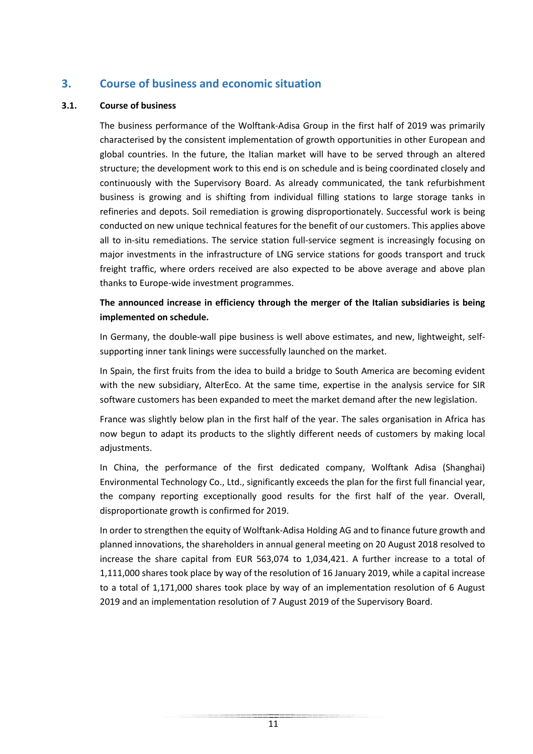## 3. Course of business and economic situation

### 3.1. Course of business

The business performance of the Wolftank-Adisa Group in the first half of 2019 was primarily characterised by the consistent implementation of growth opportunities in other European and global countries. In the future, the Italian market will have to be served through an altered structure; the development work to this end is on schedule and is being coordinated closely and continuously with the Supervisory Board. As already communicated, the tank refurbishment business is growing and is shifting from individual filling stations to large storage tanks in refineries and depots. Soil remediation is growing disproportionately. Successful work is being conducted on new unique technical features for the benefit of our customers. This applies above all to in-situ remediations. The service station full-service segment is increasingly focusing on major investments in the infrastructure of LNG service stations for goods transport and truck freight traffic, where orders received are also expected to be above average and above plan thanks to Europe-wide investment programmes.

**The announced increase in efficiency through the merger of the Italian subsidiaries is being implemented on schedule.**

In Germany, the double-wall pipe business is well above estimates, and new, lightweight, self-supporting inner tank linings were successfully launched on the market.

In Spain, the first fruits from the idea to build a bridge to South America are becoming evident with the new subsidiary, AlterEco. At the same time, expertise in the analysis service for SIR software customers has been expanded to meet the market demand after the new legislation.

France was slightly below plan in the first half of the year. The sales organisation in Africa has now begun to adapt its products to the slightly different needs of customers by making local adjustments.

In China, the performance of the first dedicated company, Wolftank Adisa (Shanghai) Environmental Technology Co., Ltd., significantly exceeds the plan for the first full financial year, the company reporting exceptionally good results for the first half of the year. Overall, disproportionate growth is confirmed for 2019.

In order to strengthen the equity of Wolftank-Adisa Holding AG and to finance future growth and planned innovations, the shareholders in annual general meeting on 20 August 2018 resolved to increase the share capital from EUR 563,074 to 1,034,421. A further increase to a total of 1,111,000 shares took place by way of the resolution of 16 January 2019, while a capital increase to a total of 1,171,000 shares took place by way of an implementation resolution of 6 August 2019 and an implementation resolution of 7 August 2019 of the Supervisory Board.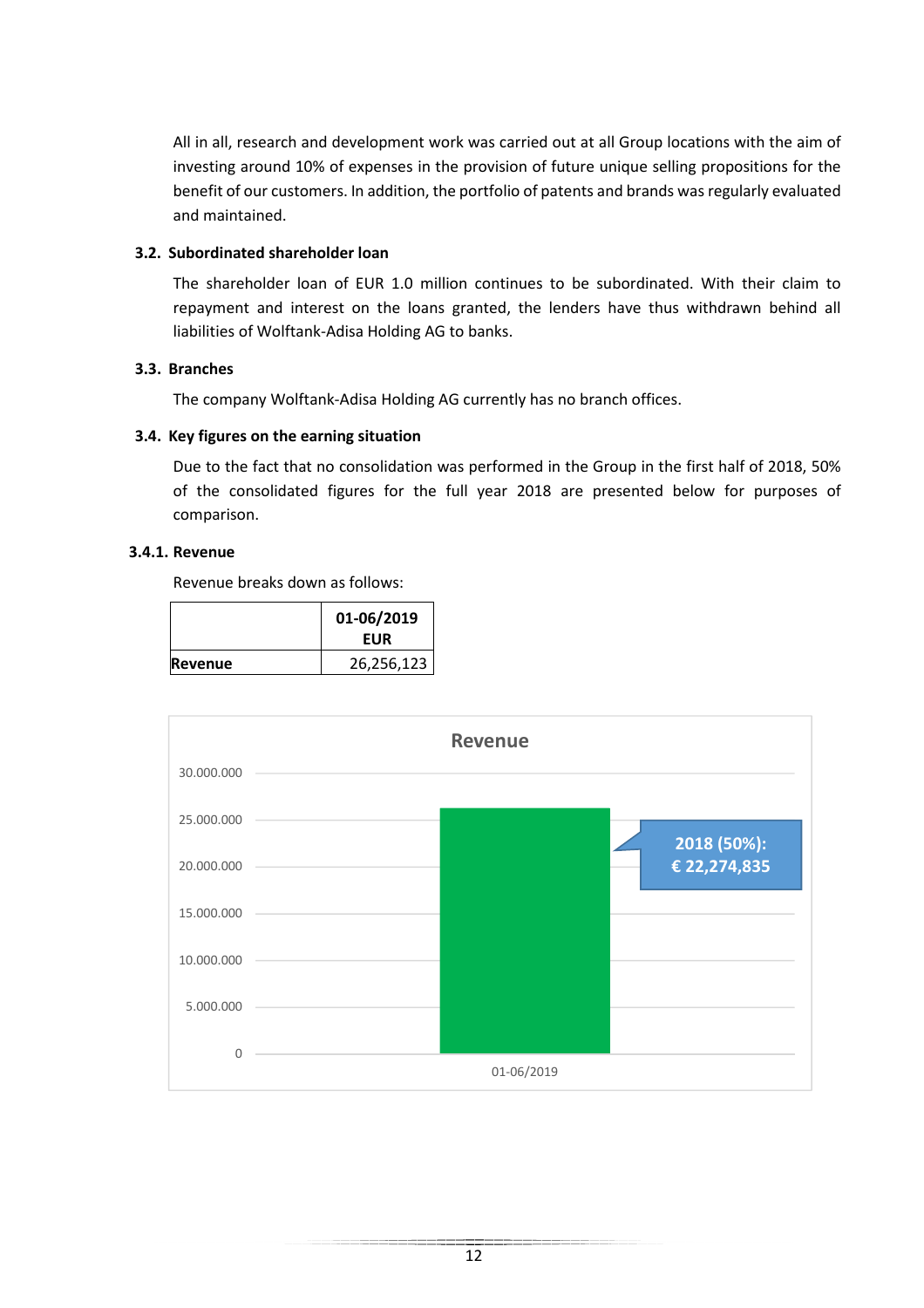All in all, research and development work was carried out at all Group locations with the aim of investing around 10% of expenses in the provision of future unique selling propositions for the benefit of our customers. In addition, the portfolio of patents and brands was regularly evaluated and maintained.

### 3.2. Subordinated shareholder loan

The shareholder loan of EUR 1.0 million continues to be subordinated. With their claim to repayment and interest on the loans granted, the lenders have thus withdrawn behind all liabilities of Wolftank-Adisa Holding AG to banks.

### 3.3. Branches

The company Wolftank-Adisa Holding AG currently has no branch offices.

### 3.4. Key figures on the earning situation

Due to the fact that no consolidation was performed in the Group in the first half of 2018, 50% of the consolidated figures for the full year 2018 are presented below for purposes of comparison.

#### 3.4.1. Revenue

Revenue breaks down as follows:

| | 01-06/2019 EUR |
|---|---|
| **Revenue** | 26,256,123 |

Revenue

2018 (50%): € 22,274,835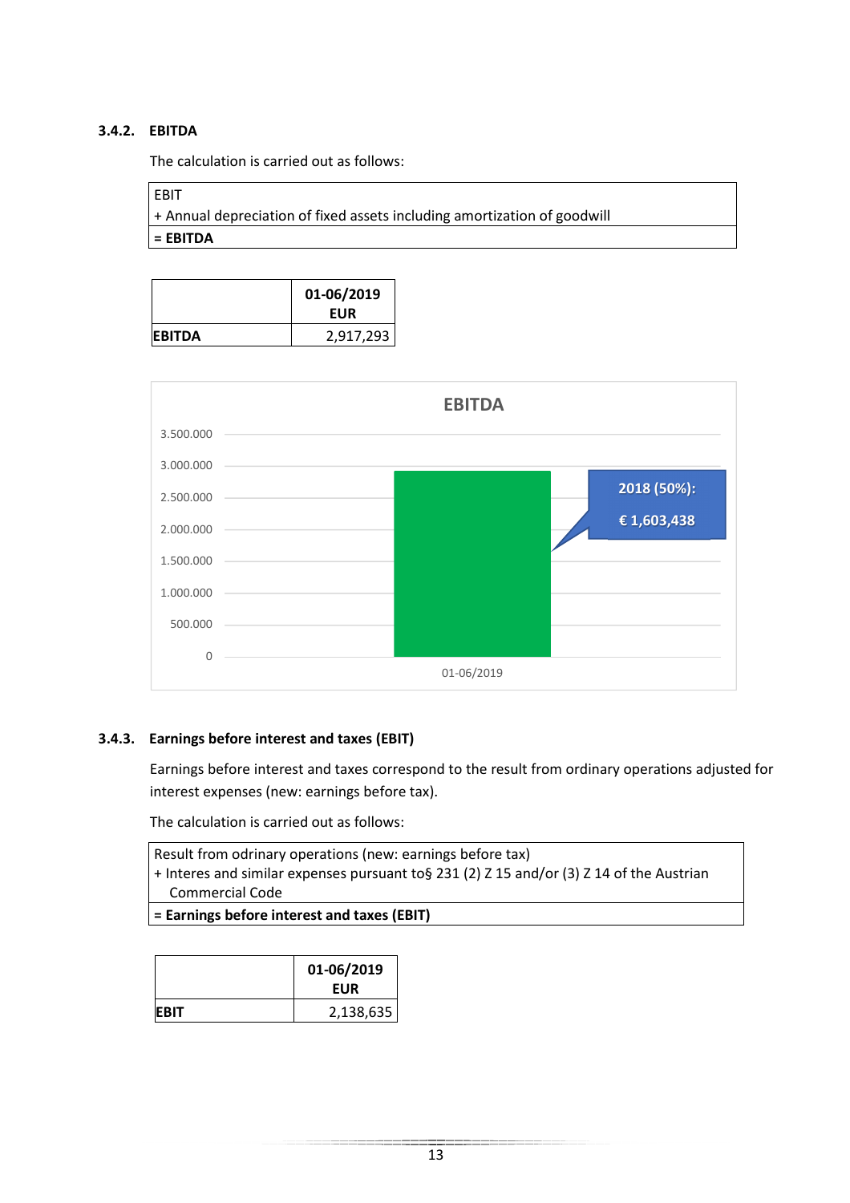### 3.4.2. EBITDA

The calculation is carried out as follows:

| EBIT<br>+ Annual depreciation of fixed assets including amortization of goodwill |
|---|
| **= EBITDA** |

| | 01-06/2019 EUR |
|---|---|
| **EBITDA** | 2,917,293 |

### 3.4.3. Earnings before interest and taxes (EBIT)

Earnings before interest and taxes correspond to the result from ordinary operations adjusted for interest expenses (new: earnings before tax).

The calculation is carried out as follows:

| Result from odrinary operations (new: earnings before tax)<br>+ Interes and similar expenses pursuant to§ 231 (2) Z 15 and/or (3) Z 14 of the Austrian Commercial Code |
|---|
| **= Earnings before interest and taxes (EBIT)** |

| | 01-06/2019 EUR |
|---|---|
| **EBIT** | 2,138,635 |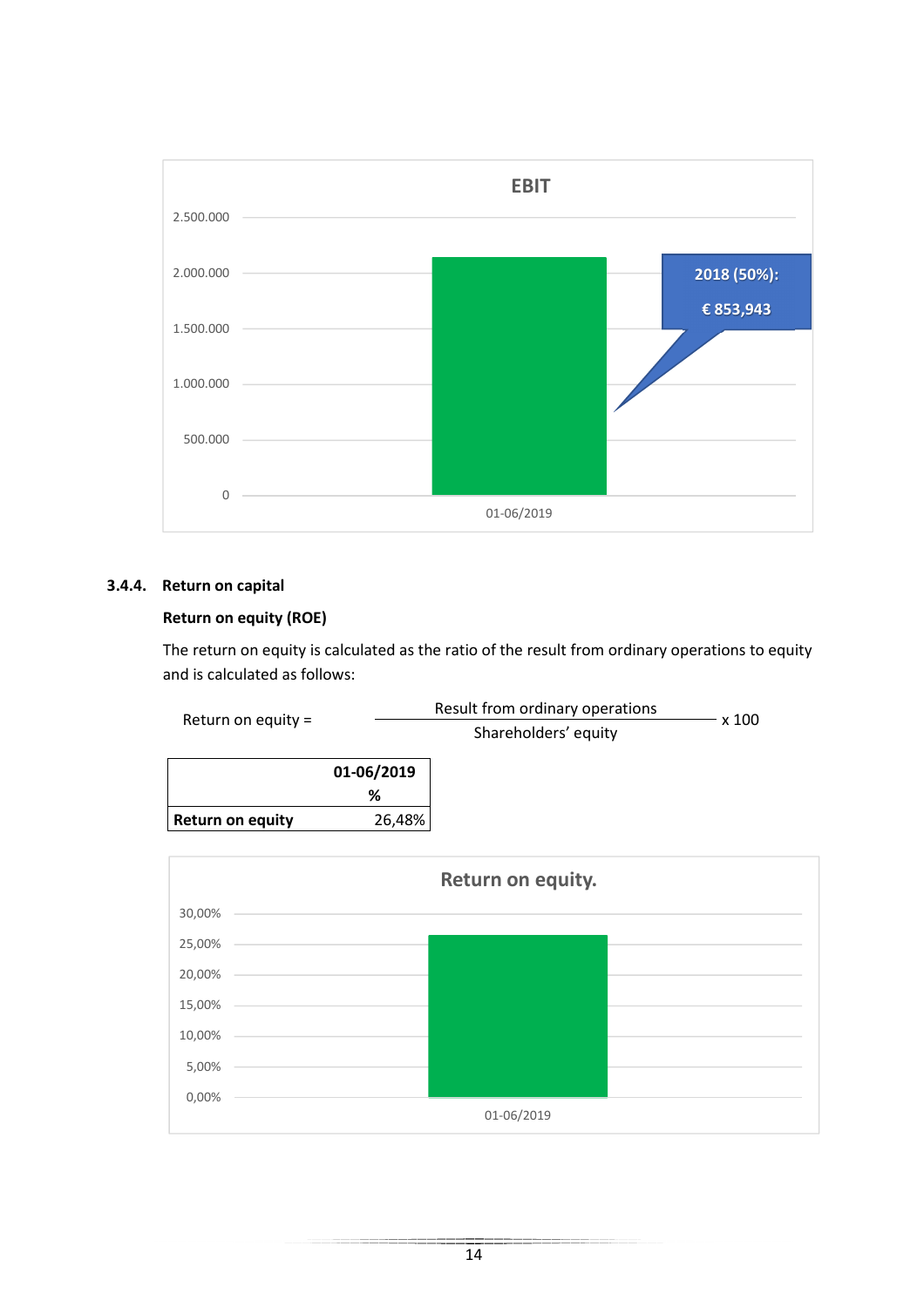**EBIT**

2018 (50%): € 853,943

### 3.4.4. Return on capital

**Return on equity (ROE)**

The return on equity is calculated as the ratio of the result from ordinary operations to equity and is calculated as follows:

$$\text{Return on equity} = \frac{\text{Result from ordinary operations}}{\text{Shareholders' equity}} \times 100$$

| | 01-06/2019 % |
|---|---|
| **Return on equity** | 26,48% |

**Return on equity.**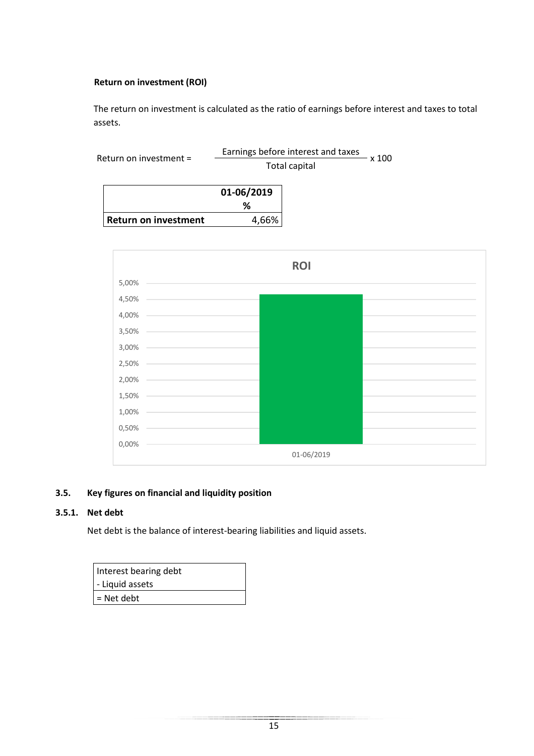**Return on investment (ROI)**

The return on investment is calculated as the ratio of earnings before interest and taxes to total assets.

$$\text{Return on investment} = \frac{\text{Earnings before interest and taxes}}{\text{Total capital}} \times 100$$

| | 01-06/2019 % |
|---|---|
| **Return on investment** | 4,66% |

### 3.5. Key figures on financial and liquidity position

#### 3.5.1. Net debt

Net debt is the balance of interest-bearing liabilities and liquid assets.

| Interest bearing debt<br>- Liquid assets |
|---|
| = Net debt |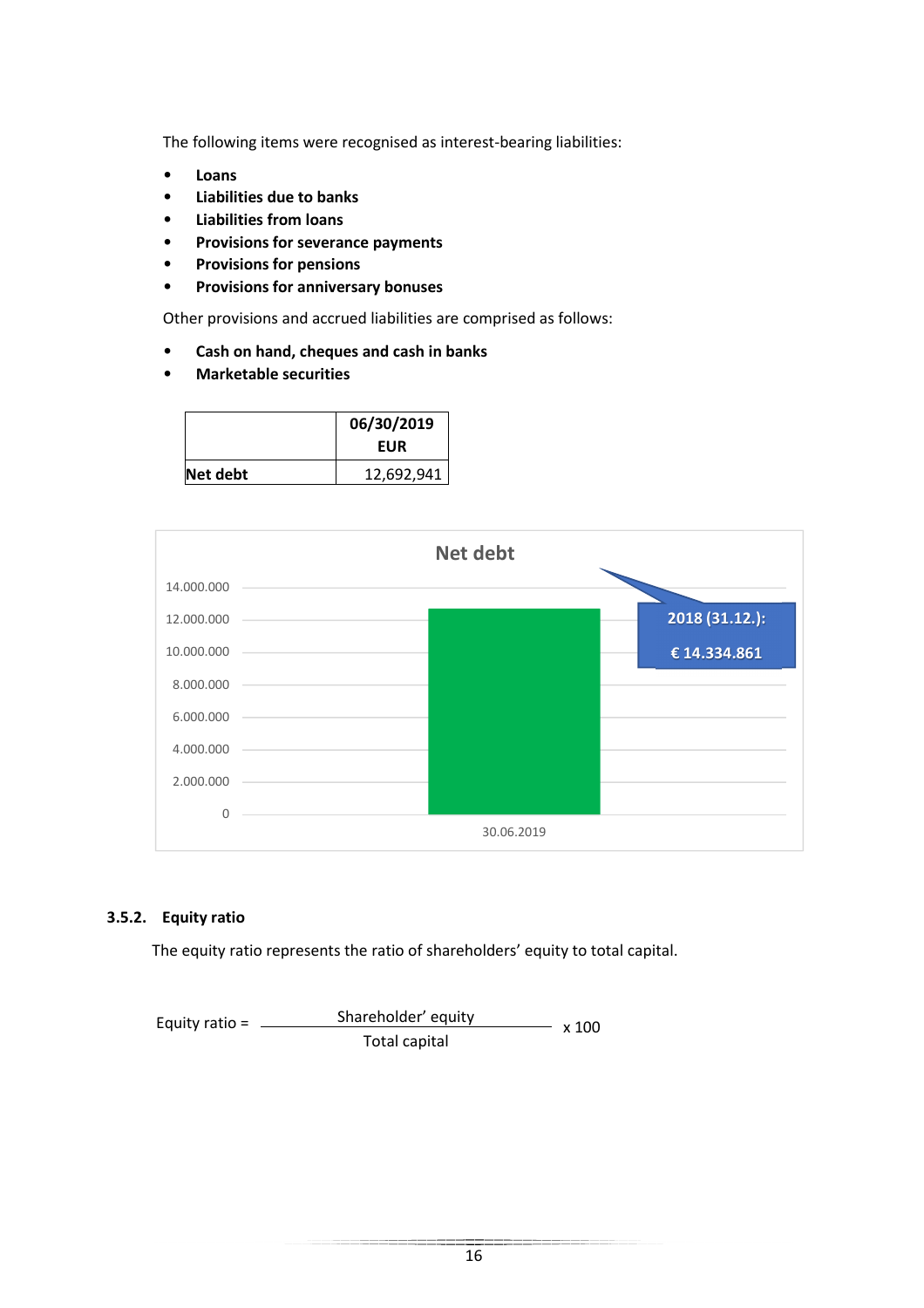The following items were recognised as interest-bearing liabilities:

- **Loans**
- **Liabilities due to banks**
- **Liabilities from loans**
- **Provisions for severance payments**
- **Provisions for pensions**
- **Provisions for anniversary bonuses**

Other provisions and accrued liabilities are comprised as follows:

- **Cash on hand, cheques and cash in banks**
- **Marketable securities**

| | 06/30/2019 EUR |
|---|---|
| **Net debt** | 12,692,941 |

Net debt

14.000.000
12.000.000
10.000.000
8.000.000
6.000.000
4.000.000
2.000.000
0

30.06.2019

2018 (31.12.): € 14.334.861

### 3.5.2. Equity ratio

The equity ratio represents the ratio of shareholders' equity to total capital.

$$\text{Equity ratio} = \frac{\text{Shareholder' equity}}{\text{Total capital}} \times 100$$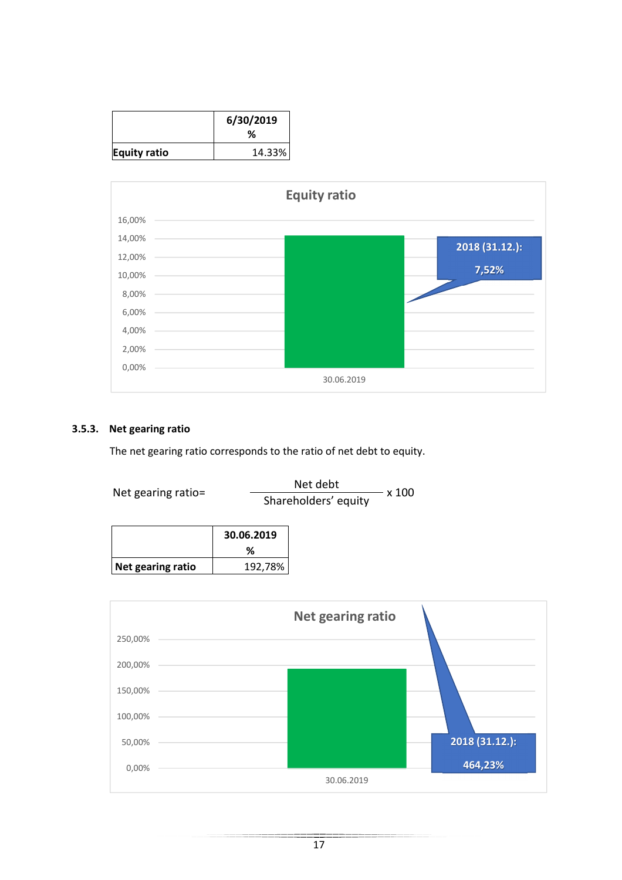|  | 6/30/2019 % |
|---|---|
| **Equity ratio** | 14.33% |

Equity ratio

16,00%
14,00%
12,00%
10,00%
8,00%
6,00%
4,00%
2,00%
0,00%

30.06.2019

2018 (31.12.): 7,52%

### 3.5.3. Net gearing ratio

The net gearing ratio corresponds to the ratio of net debt to equity.

$$\text{Net gearing ratio} = \frac{\text{Net debt}}{\text{Shareholders' equity}} \times 100$$

|  | 30.06.2019 % |
|---|---|
| **Net gearing ratio** | 192,78% |

Net gearing ratio

250,00%
200,00%
150,00%
100,00%
50,00%
0,00%

30.06.2019

2018 (31.12.): 464,23%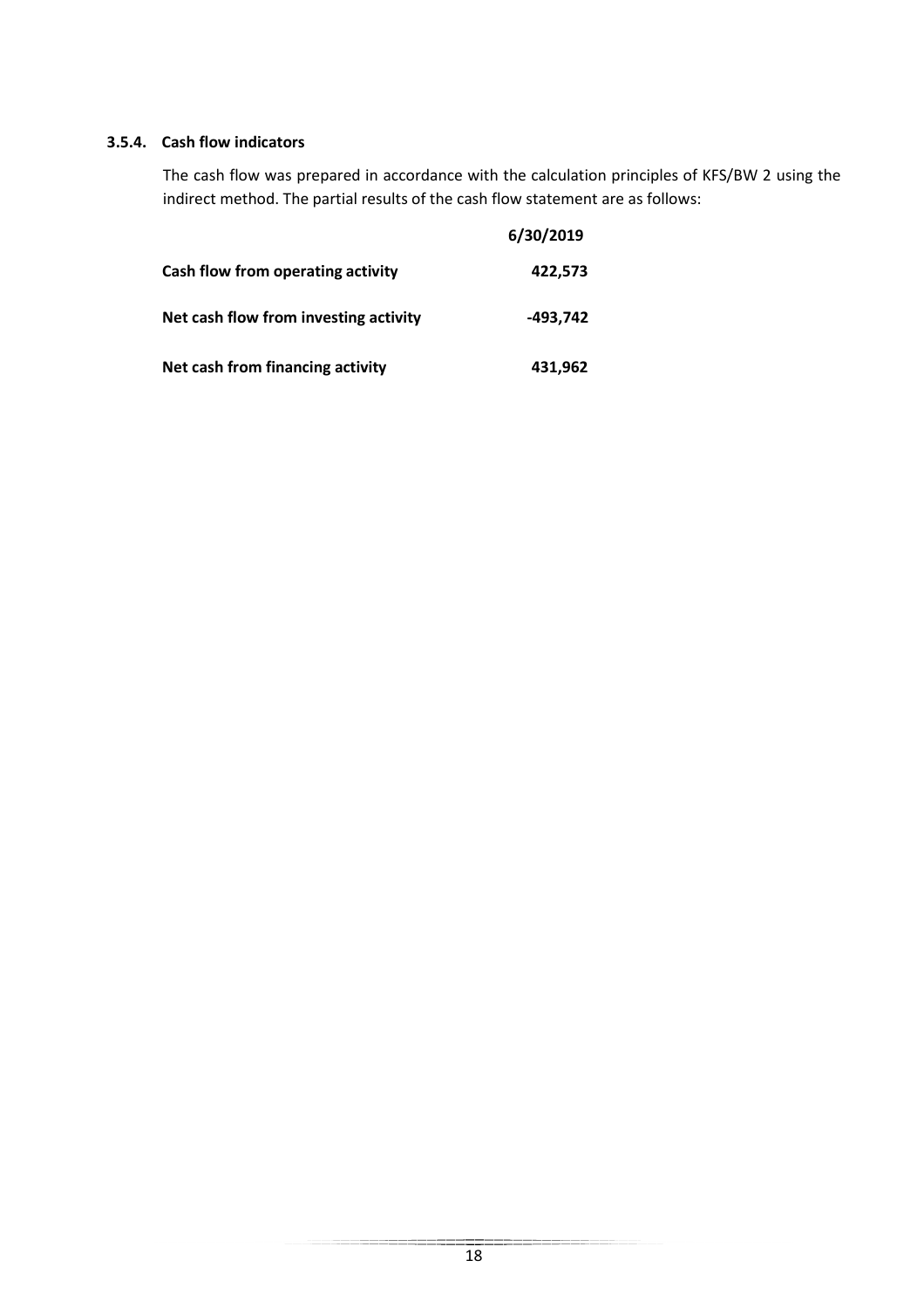### 3.5.4. Cash flow indicators

The cash flow was prepared in accordance with the calculation principles of KFS/BW 2 using the indirect method. The partial results of the cash flow statement are as follows:

| | 6/30/2019 |
|---|---|
| **Cash flow from operating activity** | **422,573** |
| **Net cash flow from investing activity** | **-493,742** |
| **Net cash from financing activity** | **431,962** |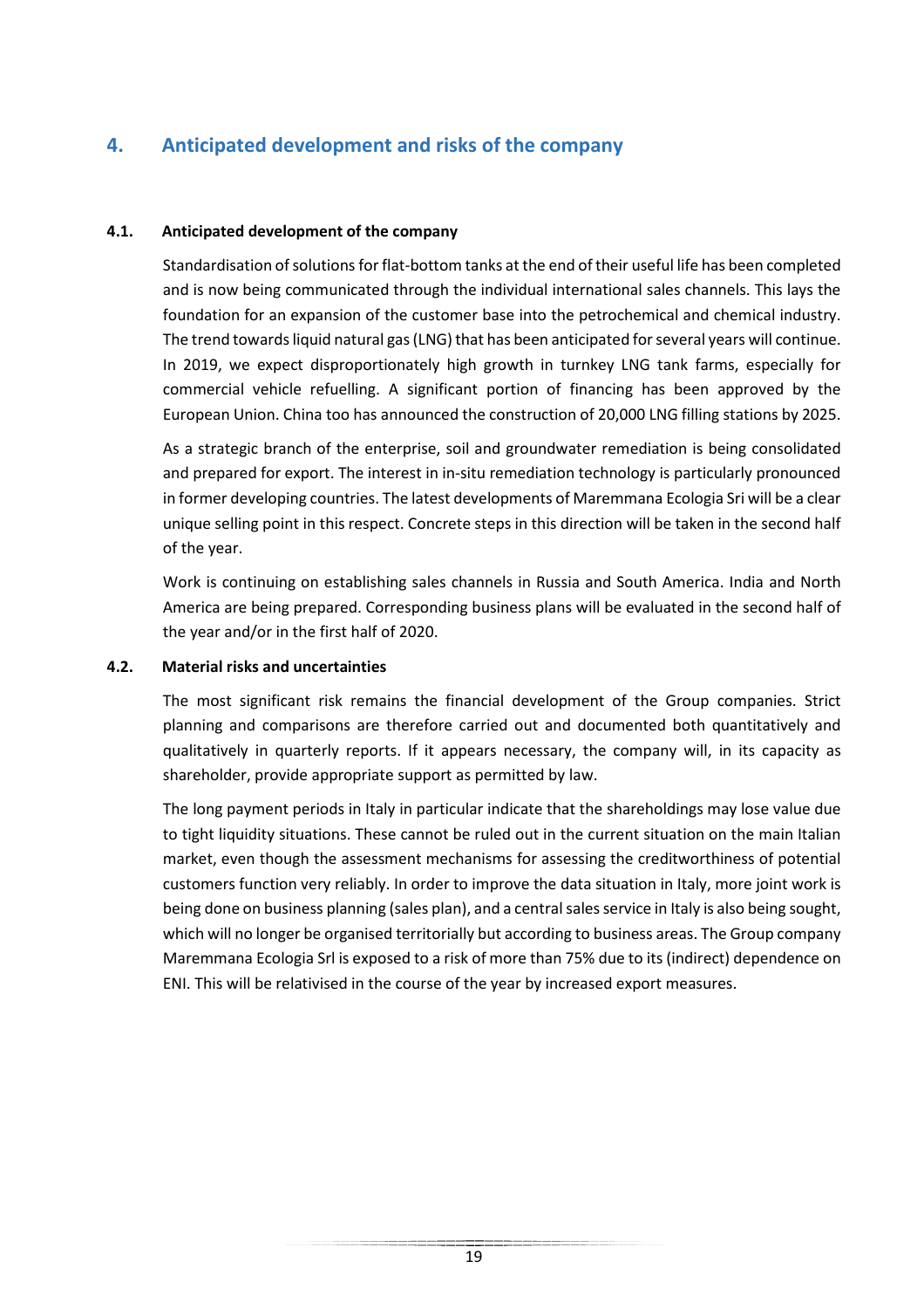## 4. Anticipated development and risks of the company

### 4.1. Anticipated development of the company

Standardisation of solutions for flat-bottom tanks at the end of their useful life has been completed and is now being communicated through the individual international sales channels. This lays the foundation for an expansion of the customer base into the petrochemical and chemical industry. The trend towards liquid natural gas (LNG) that has been anticipated for several years will continue. In 2019, we expect disproportionately high growth in turnkey LNG tank farms, especially for commercial vehicle refuelling. A significant portion of financing has been approved by the European Union. China too has announced the construction of 20,000 LNG filling stations by 2025.

As a strategic branch of the enterprise, soil and groundwater remediation is being consolidated and prepared for export. The interest in in-situ remediation technology is particularly pronounced in former developing countries. The latest developments of Maremmana Ecologia Sri will be a clear unique selling point in this respect. Concrete steps in this direction will be taken in the second half of the year.

Work is continuing on establishing sales channels in Russia and South America. India and North America are being prepared. Corresponding business plans will be evaluated in the second half of the year and/or in the first half of 2020.

### 4.2. Material risks and uncertainties

The most significant risk remains the financial development of the Group companies. Strict planning and comparisons are therefore carried out and documented both quantitatively and qualitatively in quarterly reports. If it appears necessary, the company will, in its capacity as shareholder, provide appropriate support as permitted by law.

The long payment periods in Italy in particular indicate that the shareholdings may lose value due to tight liquidity situations. These cannot be ruled out in the current situation on the main Italian market, even though the assessment mechanisms for assessing the creditworthiness of potential customers function very reliably. In order to improve the data situation in Italy, more joint work is being done on business planning (sales plan), and a central sales service in Italy is also being sought, which will no longer be organised territorially but according to business areas. The Group company Maremmana Ecologia Srl is exposed to a risk of more than 75% due to its (indirect) dependence on ENI. This will be relativised in the course of the year by increased export measures.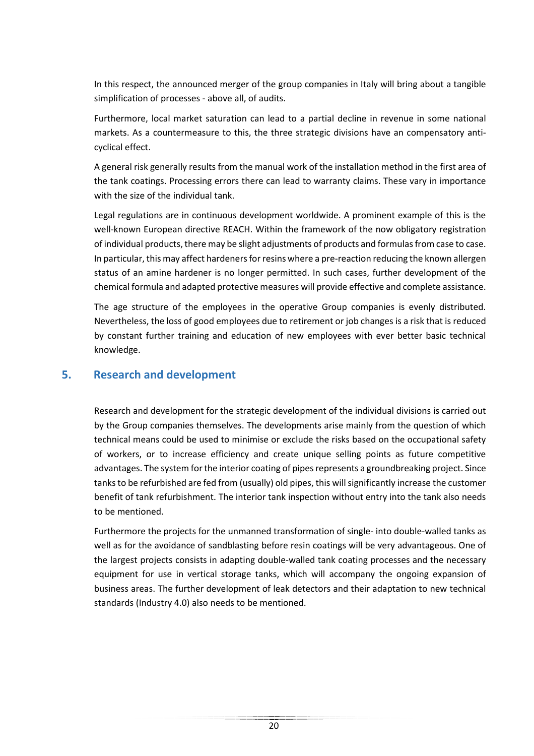In this respect, the announced merger of the group companies in Italy will bring about a tangible simplification of processes - above all, of audits.

Furthermore, local market saturation can lead to a partial decline in revenue in some national markets. As a countermeasure to this, the three strategic divisions have an compensatory anti-cyclical effect.

A general risk generally results from the manual work of the installation method in the first area of the tank coatings. Processing errors there can lead to warranty claims. These vary in importance with the size of the individual tank.

Legal regulations are in continuous development worldwide. A prominent example of this is the well-known European directive REACH. Within the framework of the now obligatory registration of individual products, there may be slight adjustments of products and formulas from case to case. In particular, this may affect hardeners for resins where a pre-reaction reducing the known allergen status of an amine hardener is no longer permitted. In such cases, further development of the chemical formula and adapted protective measures will provide effective and complete assistance.

The age structure of the employees in the operative Group companies is evenly distributed. Nevertheless, the loss of good employees due to retirement or job changes is a risk that is reduced by constant further training and education of new employees with ever better basic technical knowledge.

## 5. Research and development

Research and development for the strategic development of the individual divisions is carried out by the Group companies themselves. The developments arise mainly from the question of which technical means could be used to minimise or exclude the risks based on the occupational safety of workers, or to increase efficiency and create unique selling points as future competitive advantages. The system for the interior coating of pipes represents a groundbreaking project. Since tanks to be refurbished are fed from (usually) old pipes, this will significantly increase the customer benefit of tank refurbishment. The interior tank inspection without entry into the tank also needs to be mentioned.

Furthermore the projects for the unmanned transformation of single- into double-walled tanks as well as for the avoidance of sandblasting before resin coatings will be very advantageous. One of the largest projects consists in adapting double-walled tank coating processes and the necessary equipment for use in vertical storage tanks, which will accompany the ongoing expansion of business areas. The further development of leak detectors and their adaptation to new technical standards (Industry 4.0) also needs to be mentioned.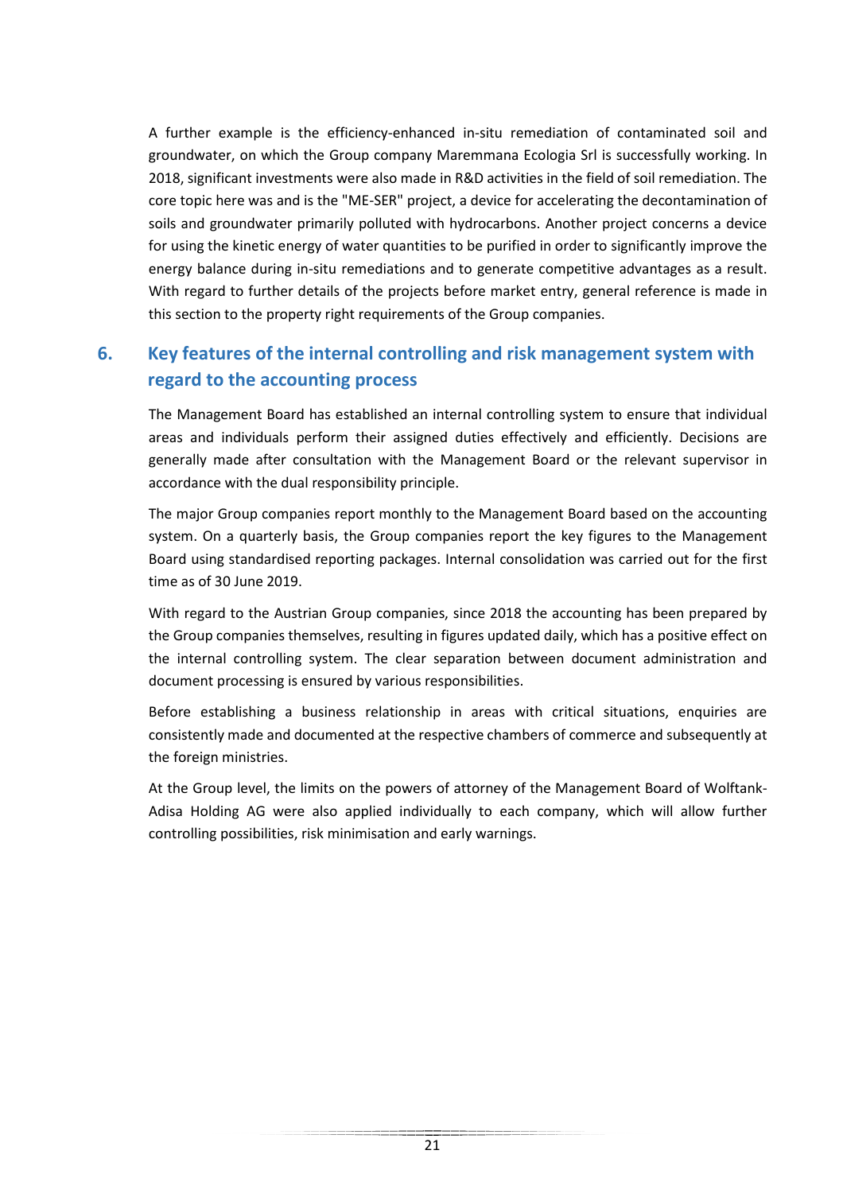A further example is the efficiency-enhanced in-situ remediation of contaminated soil and groundwater, on which the Group company Maremmana Ecologia Srl is successfully working. In 2018, significant investments were also made in R&D activities in the field of soil remediation. The core topic here was and is the "ME-SER" project, a device for accelerating the decontamination of soils and groundwater primarily polluted with hydrocarbons. Another project concerns a device for using the kinetic energy of water quantities to be purified in order to significantly improve the energy balance during in-situ remediations and to generate competitive advantages as a result. With regard to further details of the projects before market entry, general reference is made in this section to the property right requirements of the Group companies.

## 6. Key features of the internal controlling and risk management system with regard to the accounting process

The Management Board has established an internal controlling system to ensure that individual areas and individuals perform their assigned duties effectively and efficiently. Decisions are generally made after consultation with the Management Board or the relevant supervisor in accordance with the dual responsibility principle.

The major Group companies report monthly to the Management Board based on the accounting system. On a quarterly basis, the Group companies report the key figures to the Management Board using standardised reporting packages. Internal consolidation was carried out for the first time as of 30 June 2019.

With regard to the Austrian Group companies, since 2018 the accounting has been prepared by the Group companies themselves, resulting in figures updated daily, which has a positive effect on the internal controlling system. The clear separation between document administration and document processing is ensured by various responsibilities.

Before establishing a business relationship in areas with critical situations, enquiries are consistently made and documented at the respective chambers of commerce and subsequently at the foreign ministries.

At the Group level, the limits on the powers of attorney of the Management Board of Wolftank-Adisa Holding AG were also applied individually to each company, which will allow further controlling possibilities, risk minimisation and early warnings.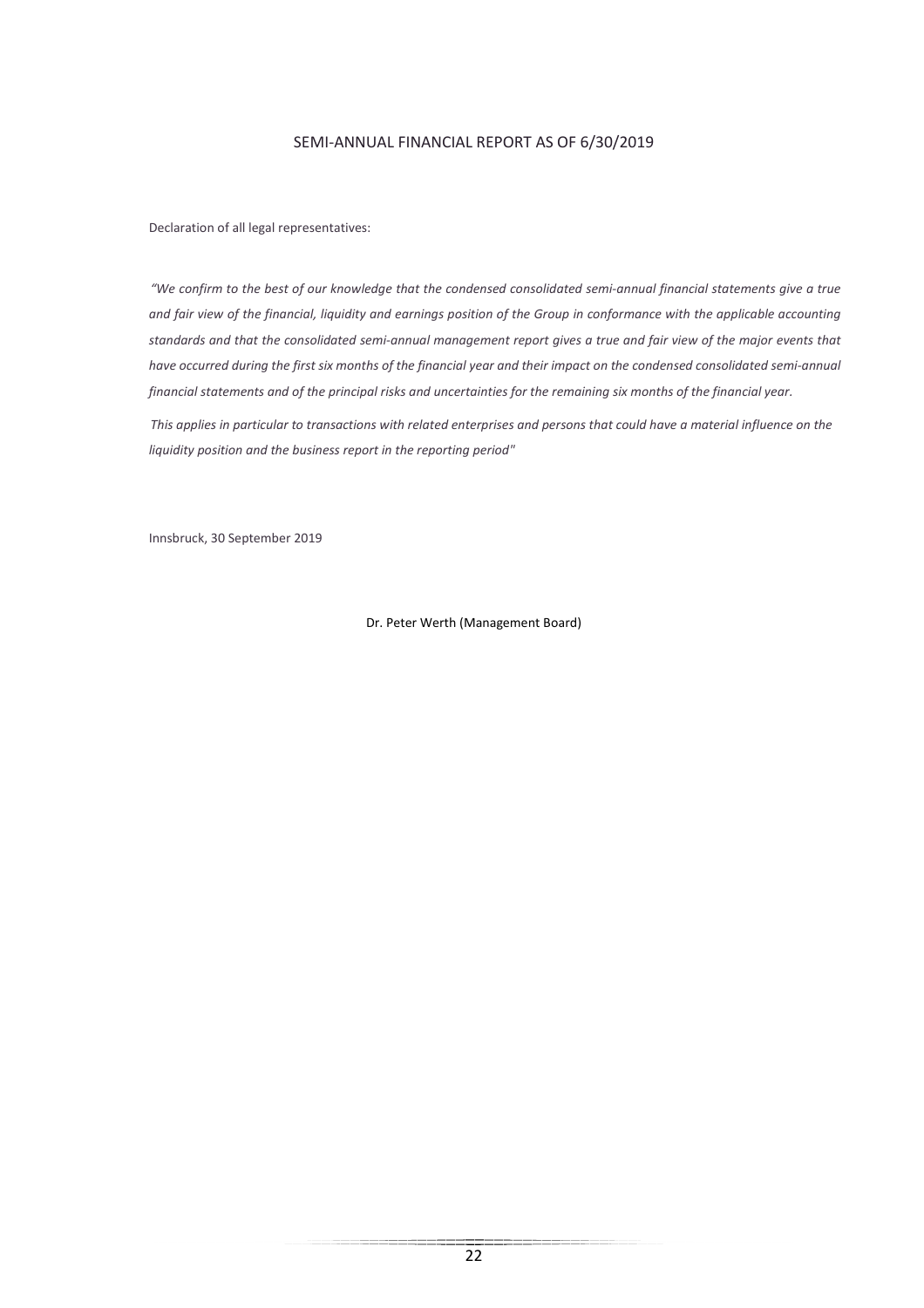## SEMI-ANNUAL FINANCIAL REPORT AS OF 6/30/2019

Declaration of all legal representatives:

*"We confirm to the best of our knowledge that the condensed consolidated semi-annual financial statements give a true and fair view of the financial, liquidity and earnings position of the Group in conformance with the applicable accounting standards and that the consolidated semi-annual management report gives a true and fair view of the major events that have occurred during the first six months of the financial year and their impact on the condensed consolidated semi-annual financial statements and of the principal risks and uncertainties for the remaining six months of the financial year.*

*This applies in particular to transactions with related enterprises and persons that could have a material influence on the liquidity position and the business report in the reporting period"*

Innsbruck, 30 September 2019

Dr. Peter Werth (Management Board)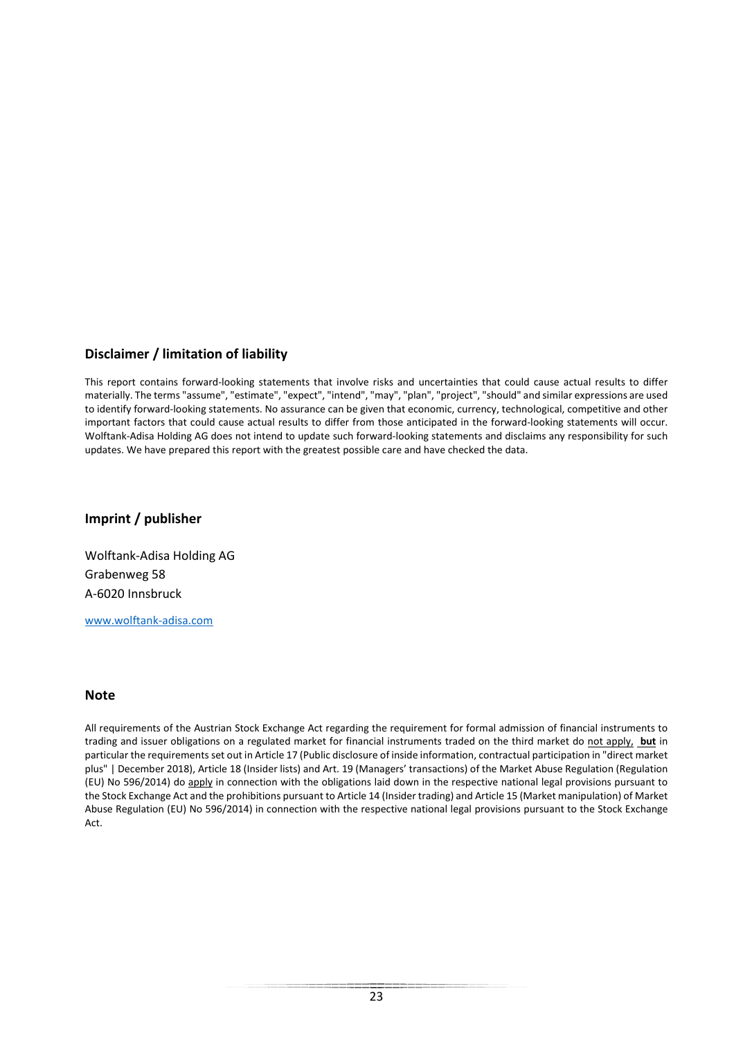## Disclaimer / limitation of liability

This report contains forward-looking statements that involve risks and uncertainties that could cause actual results to differ materially. The terms "assume", "estimate", "expect", "intend", "may", "plan", "project", "should" and similar expressions are used to identify forward-looking statements. No assurance can be given that economic, currency, technological, competitive and other important factors that could cause actual results to differ from those anticipated in the forward-looking statements will occur. Wolftank-Adisa Holding AG does not intend to update such forward-looking statements and disclaims any responsibility for such updates. We have prepared this report with the greatest possible care and have checked the data.

## Imprint / publisher

Wolftank-Adisa Holding AG
Grabenweg 58
A-6020 Innsbruck

www.wolftank-adisa.com

## Note

All requirements of the Austrian Stock Exchange Act regarding the requirement for formal admission of financial instruments to trading and issuer obligations on a regulated market for financial instruments traded on the third market do not apply, **but** in particular the requirements set out in Article 17 (Public disclosure of inside information, contractual participation in "direct market plus" | December 2018), Article 18 (Insider lists) and Art. 19 (Managers' transactions) of the Market Abuse Regulation (Regulation (EU) No 596/2014) do apply in connection with the obligations laid down in the respective national legal provisions pursuant to the Stock Exchange Act and the prohibitions pursuant to Article 14 (Insider trading) and Article 15 (Market manipulation) of Market Abuse Regulation (EU) No 596/2014) in connection with the respective national legal provisions pursuant to the Stock Exchange Act.